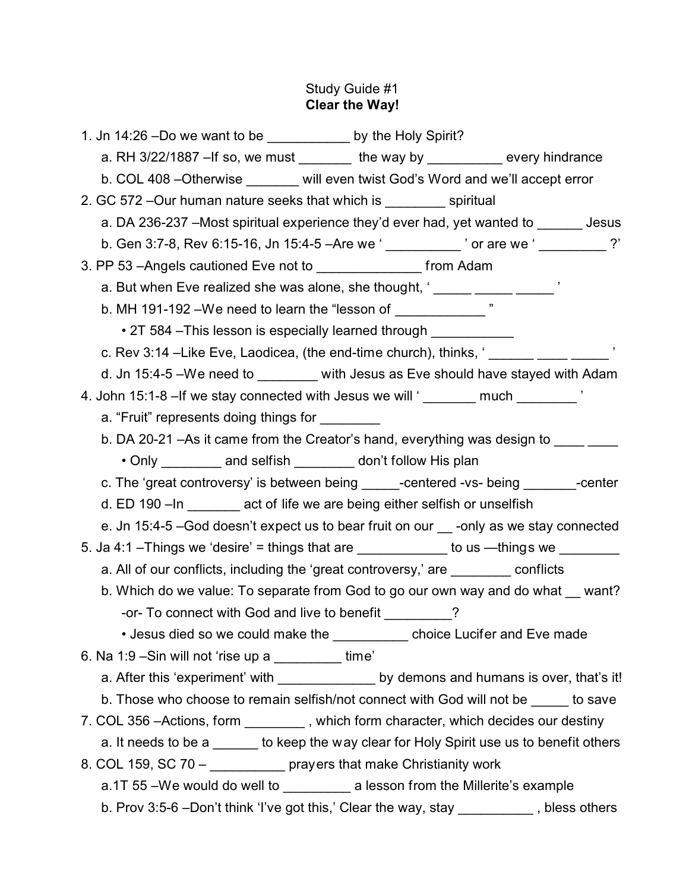Study Guide #1

**Clear the Way!**

1. Jn 14:26 –Do we want to be ___________ by the Holy Spirit?
   a. RH 3/22/1887 –If so, we must _______ the way by __________ every hindrance
   b. COL 408 –Otherwise _______ will even twist God's Word and we'll accept error
2. GC 572 –Our human nature seeks that which is ________ spiritual
   a. DA 236-237 –Most spiritual experience they'd ever had, yet wanted to ______ Jesus
   b. Gen 3:7-8, Rev 6:15-16, Jn 15:4-5 –Are we ' __________ ' or are we ' _________ ?'
3. PP 53 –Angels cautioned Eve not to _____________ from Adam
   a. But when Eve realized she was alone, she thought, ' _____ _____ _____ '
   b. MH 191-192 –We need to learn the "lesson of ____________ "
      • 2T 584 –This lesson is especially learned through ___________
   c. Rev 3:14 –Like Eve, Laodicea, (the end-time church), thinks, ' ______ ____ _____ '
   d. Jn 15:4-5 –We need to ________ with Jesus as Eve should have stayed with Adam
4. John 15:1-8 –If we stay connected with Jesus we will ' _______ much ________ '
   a. "Fruit" represents doing things for ________
   b. DA 20-21 –As it came from the Creator's hand, everything was design to ____ ____
      • Only ________ and selfish ________ don't follow His plan
   c. The 'great controversy' is between being _____-centered -vs- being _______-center
   d. ED 190 –In _______ act of life we are being either selfish or unselfish
   e. Jn 15:4-5 –God doesn't expect us to bear fruit on our __ -only as we stay connected
5. Ja 4:1 –Things we 'desire' = things that are ____________ to us —things we ________
   a. All of our conflicts, including the 'great controversy,' are ________ conflicts
   b. Which do we value: To separate from God to go our own way and do what __ want? -or- To connect with God and live to benefit _________?
      • Jesus died so we could make the __________ choice Lucifer and Eve made
6. Na 1:9 –Sin will not 'rise up a _________ time'
   a. After this 'experiment' with _____________ by demons and humans is over, that's it!
   b. Those who choose to remain selfish/not connect with God will not be _____ to save
7. COL 356 –Actions, form ________ , which form character, which decides our destiny
   a. It needs to be a ______ to keep the way clear for Holy Spirit use us to benefit others
8. COL 159, SC 70 – __________ prayers that make Christianity work
   a. 1T 55 –We would do well to _________ a lesson from the Millerite's example
   b. Prov 3:5-6 –Don't think 'I've got this,' Clear the way, stay __________ , bless others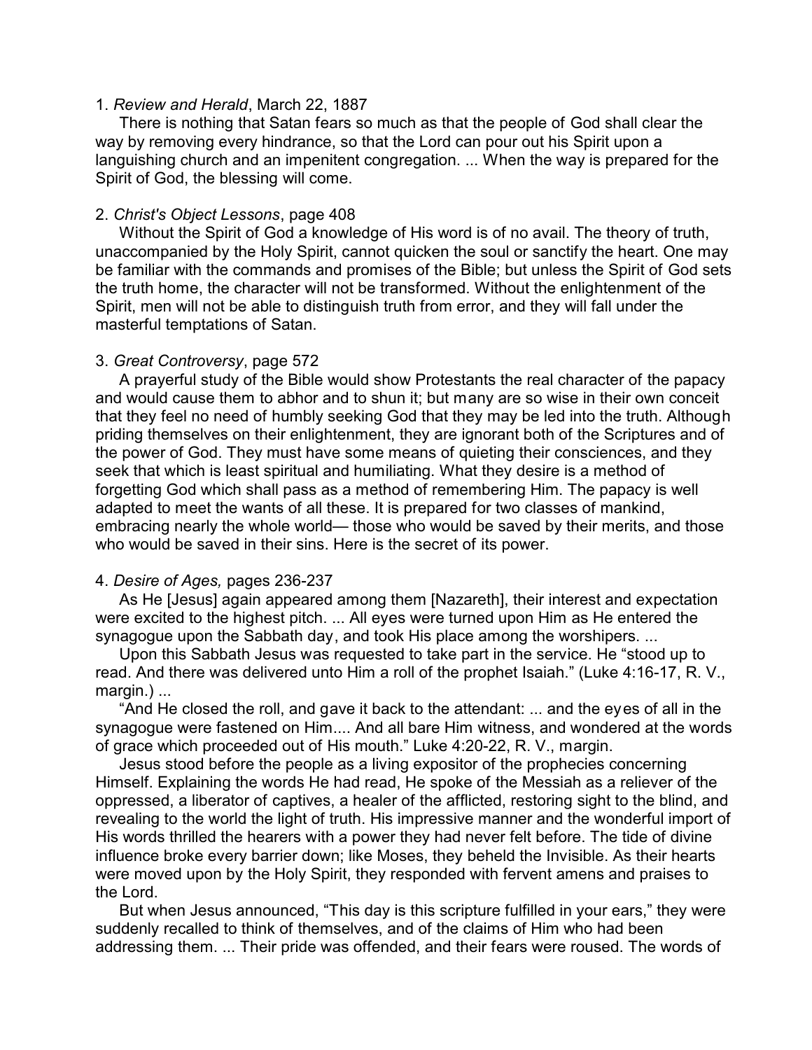1. *Review and Herald*, March 22, 1887

There is nothing that Satan fears so much as that the people of God shall clear the way by removing every hindrance, so that the Lord can pour out his Spirit upon a languishing church and an impenitent congregation. ... When the way is prepared for the Spirit of God, the blessing will come.

2. *Christ's Object Lessons*, page 408

Without the Spirit of God a knowledge of His word is of no avail. The theory of truth, unaccompanied by the Holy Spirit, cannot quicken the soul or sanctify the heart. One may be familiar with the commands and promises of the Bible; but unless the Spirit of God sets the truth home, the character will not be transformed. Without the enlightenment of the Spirit, men will not be able to distinguish truth from error, and they will fall under the masterful temptations of Satan.

3. *Great Controversy*, page 572

A prayerful study of the Bible would show Protestants the real character of the papacy and would cause them to abhor and to shun it; but many are so wise in their own conceit that they feel no need of humbly seeking God that they may be led into the truth. Although priding themselves on their enlightenment, they are ignorant both of the Scriptures and of the power of God. They must have some means of quieting their consciences, and they seek that which is least spiritual and humiliating. What they desire is a method of forgetting God which shall pass as a method of remembering Him. The papacy is well adapted to meet the wants of all these. It is prepared for two classes of mankind, embracing nearly the whole world— those who would be saved by their merits, and those who would be saved in their sins. Here is the secret of its power.

4. *Desire of Ages,* pages 236-237

As He [Jesus] again appeared among them [Nazareth], their interest and expectation were excited to the highest pitch. ... All eyes were turned upon Him as He entered the synagogue upon the Sabbath day, and took His place among the worshipers. ...

Upon this Sabbath Jesus was requested to take part in the service. He "stood up to read. And there was delivered unto Him a roll of the prophet Isaiah." (Luke 4:16-17, R. V., margin.) ...

"And He closed the roll, and gave it back to the attendant: ... and the eyes of all in the synagogue were fastened on Him.... And all bare Him witness, and wondered at the words of grace which proceeded out of His mouth." Luke 4:20-22, R. V., margin.

Jesus stood before the people as a living expositor of the prophecies concerning Himself. Explaining the words He had read, He spoke of the Messiah as a reliever of the oppressed, a liberator of captives, a healer of the afflicted, restoring sight to the blind, and revealing to the world the light of truth. His impressive manner and the wonderful import of His words thrilled the hearers with a power they had never felt before. The tide of divine influence broke every barrier down; like Moses, they beheld the Invisible. As their hearts were moved upon by the Holy Spirit, they responded with fervent amens and praises to the Lord.

But when Jesus announced, "This day is this scripture fulfilled in your ears," they were suddenly recalled to think of themselves, and of the claims of Him who had been addressing them. ... Their pride was offended, and their fears were roused. The words of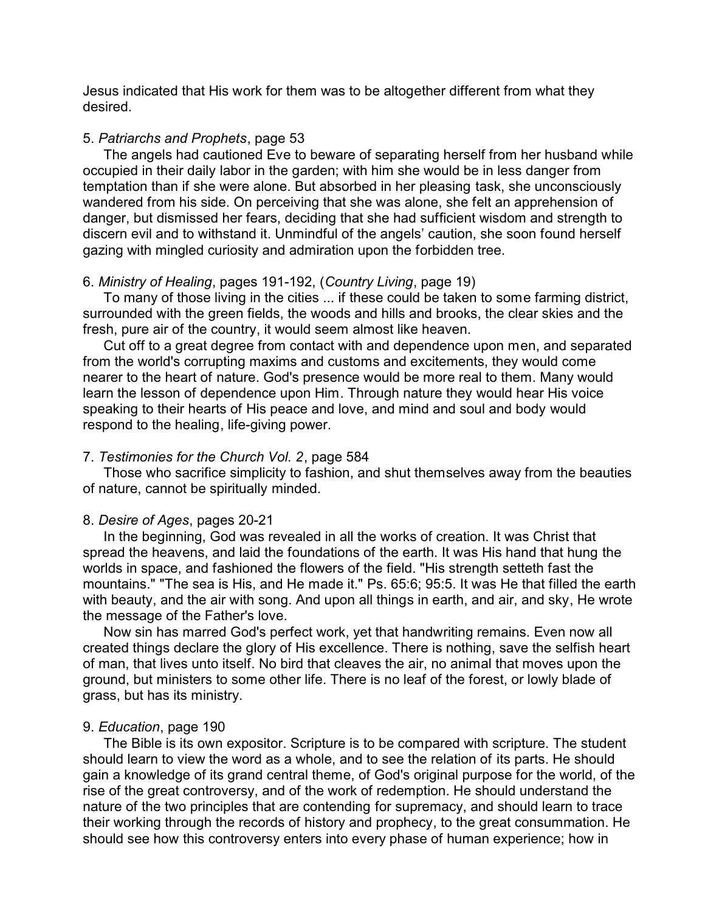Jesus indicated that His work for them was to be altogether different from what they desired.

5. *Patriarchs and Prophets*, page 53

The angels had cautioned Eve to beware of separating herself from her husband while occupied in their daily labor in the garden; with him she would be in less danger from temptation than if she were alone. But absorbed in her pleasing task, she unconsciously wandered from his side. On perceiving that she was alone, she felt an apprehension of danger, but dismissed her fears, deciding that she had sufficient wisdom and strength to discern evil and to withstand it. Unmindful of the angels' caution, she soon found herself gazing with mingled curiosity and admiration upon the forbidden tree.

6. *Ministry of Healing*, pages 191-192, (*Country Living*, page 19)

To many of those living in the cities ... if these could be taken to some farming district, surrounded with the green fields, the woods and hills and brooks, the clear skies and the fresh, pure air of the country, it would seem almost like heaven.

Cut off to a great degree from contact with and dependence upon men, and separated from the world's corrupting maxims and customs and excitements, they would come nearer to the heart of nature. God's presence would be more real to them. Many would learn the lesson of dependence upon Him. Through nature they would hear His voice speaking to their hearts of His peace and love, and mind and soul and body would respond to the healing, life-giving power.

7. *Testimonies for the Church Vol. 2*, page 584

Those who sacrifice simplicity to fashion, and shut themselves away from the beauties of nature, cannot be spiritually minded.

8. *Desire of Ages*, pages 20-21

In the beginning, God was revealed in all the works of creation. It was Christ that spread the heavens, and laid the foundations of the earth. It was His hand that hung the worlds in space, and fashioned the flowers of the field. "His strength setteth fast the mountains." "The sea is His, and He made it." Ps. 65:6; 95:5. It was He that filled the earth with beauty, and the air with song. And upon all things in earth, and air, and sky, He wrote the message of the Father's love.

Now sin has marred God's perfect work, yet that handwriting remains. Even now all created things declare the glory of His excellence. There is nothing, save the selfish heart of man, that lives unto itself. No bird that cleaves the air, no animal that moves upon the ground, but ministers to some other life. There is no leaf of the forest, or lowly blade of grass, but has its ministry.

9. *Education*, page 190

The Bible is its own expositor. Scripture is to be compared with scripture. The student should learn to view the word as a whole, and to see the relation of its parts. He should gain a knowledge of its grand central theme, of God's original purpose for the world, of the rise of the great controversy, and of the work of redemption. He should understand the nature of the two principles that are contending for supremacy, and should learn to trace their working through the records of history and prophecy, to the great consummation. He should see how this controversy enters into every phase of human experience; how in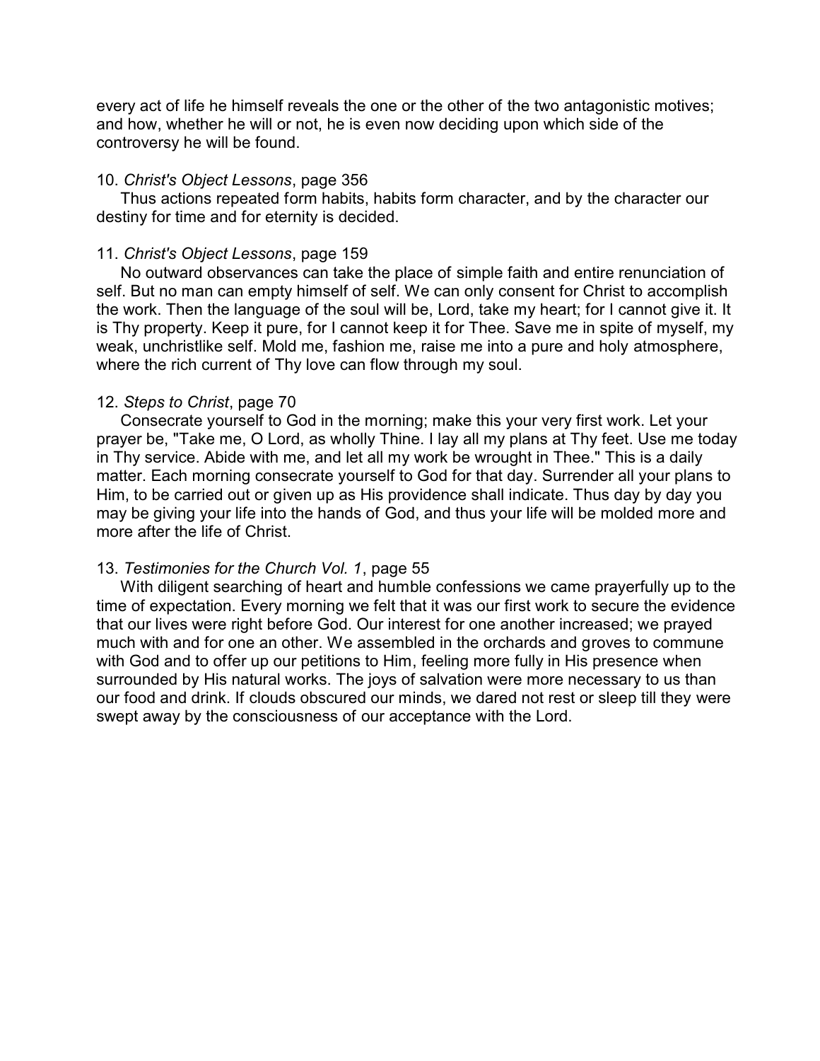every act of life he himself reveals the one or the other of the two antagonistic motives; and how, whether he will or not, he is even now deciding upon which side of the controversy he will be found.

10. *Christ's Object Lessons*, page 356
 Thus actions repeated form habits, habits form character, and by the character our destiny for time and for eternity is decided.

11. *Christ's Object Lessons*, page 159
 No outward observances can take the place of simple faith and entire renunciation of self. But no man can empty himself of self. We can only consent for Christ to accomplish the work. Then the language of the soul will be, Lord, take my heart; for I cannot give it. It is Thy property. Keep it pure, for I cannot keep it for Thee. Save me in spite of myself, my weak, unchristlike self. Mold me, fashion me, raise me into a pure and holy atmosphere, where the rich current of Thy love can flow through my soul.

12. *Steps to Christ*, page 70
 Consecrate yourself to God in the morning; make this your very first work. Let your prayer be, "Take me, O Lord, as wholly Thine. I lay all my plans at Thy feet. Use me today in Thy service. Abide with me, and let all my work be wrought in Thee." This is a daily matter. Each morning consecrate yourself to God for that day. Surrender all your plans to Him, to be carried out or given up as His providence shall indicate. Thus day by day you may be giving your life into the hands of God, and thus your life will be molded more and more after the life of Christ.

13. *Testimonies for the Church Vol. 1*, page 55
 With diligent searching of heart and humble confessions we came prayerfully up to the time of expectation. Every morning we felt that it was our first work to secure the evidence that our lives were right before God. Our interest for one another increased; we prayed much with and for one an other. We assembled in the orchards and groves to commune with God and to offer up our petitions to Him, feeling more fully in His presence when surrounded by His natural works. The joys of salvation were more necessary to us than our food and drink. If clouds obscured our minds, we dared not rest or sleep till they were swept away by the consciousness of our acceptance with the Lord.